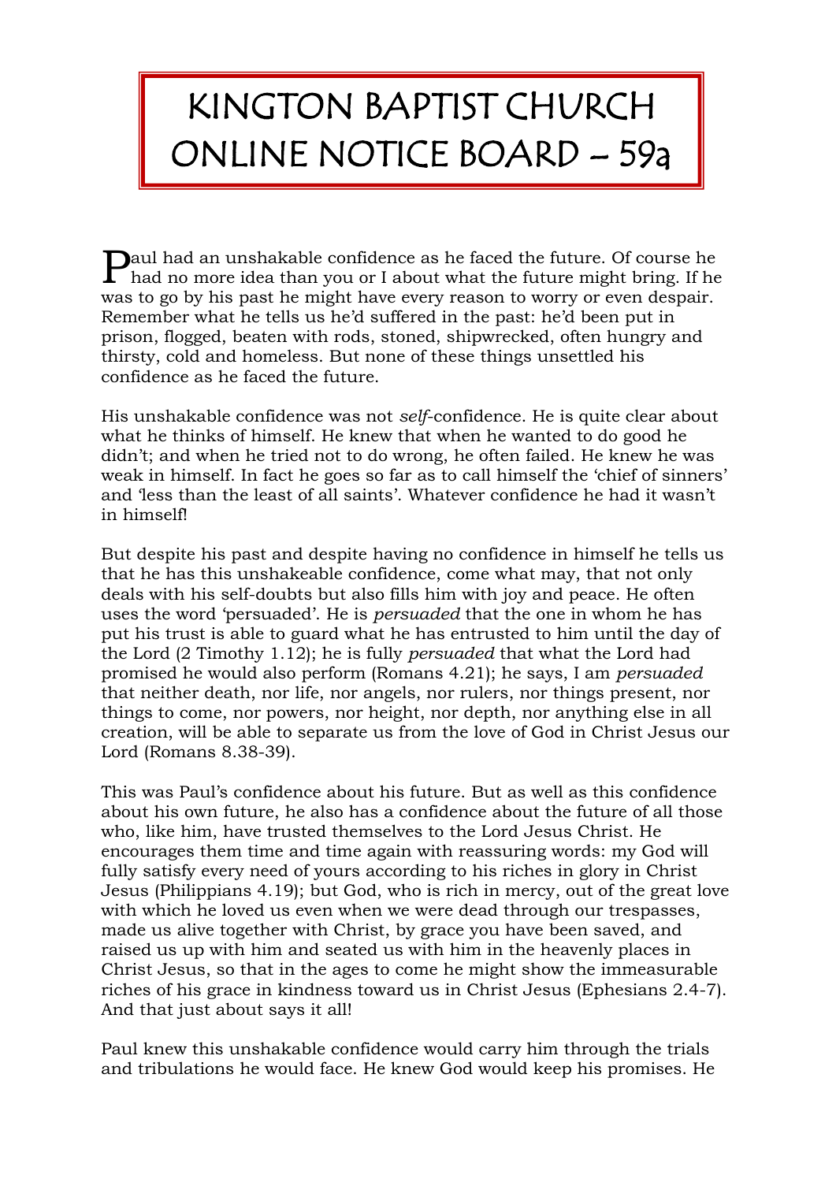# KINGTON BAPTIST CHURCH ONLINE NOTICE BOARD – 59a

Paul had an unshakable confidence as he faced the future. Of course he had no more idea than you or I about what the future might bring. If he was to go by his past he might have every reason to worry or even despair. Remember what he tells us he'd suffered in the past: he'd been put in prison, flogged, beaten with rods, stoned, shipwrecked, often hungry and thirsty, cold and homeless. But none of these things unsettled his confidence as he faced the future.

His unshakable confidence was not *self*-confidence. He is quite clear about what he thinks of himself. He knew that when he wanted to do good he didn't; and when he tried not to do wrong, he often failed. He knew he was weak in himself. In fact he goes so far as to call himself the 'chief of sinners' and 'less than the least of all saints'. Whatever confidence he had it wasn't in himself!

But despite his past and despite having no confidence in himself he tells us that he has this unshakeable confidence, come what may, that not only deals with his self-doubts but also fills him with joy and peace. He often uses the word 'persuaded'. He is *persuaded* that the one in whom he has put his trust is able to guard what he has entrusted to him until the day of the Lord (2 Timothy 1.12); he is fully *persuaded* that what the Lord had promised he would also perform (Romans 4.21); he says, I am *persuaded* that neither death, nor life, nor angels, nor rulers, nor things present, nor things to come, nor powers, nor height, nor depth, nor anything else in all creation, will be able to separate us from the love of God in Christ Jesus our Lord (Romans 8.38-39).

This was Paul's confidence about his future. But as well as this confidence about his own future, he also has a confidence about the future of all those who, like him, have trusted themselves to the Lord Jesus Christ. He encourages them time and time again with reassuring words: my God will fully satisfy every need of yours according to his riches in glory in Christ Jesus (Philippians 4.19); but God, who is rich in mercy, out of the great love with which he loved us even when we were dead through our trespasses, made us alive together with Christ, by grace you have been saved, and raised us up with him and seated us with him in the heavenly places in Christ Jesus, so that in the ages to come he might show the immeasurable riches of his grace in kindness toward us in Christ Jesus (Ephesians 2.4-7). And that just about says it all!

Paul knew this unshakable confidence would carry him through the trials and tribulations he would face. He knew God would keep his promises. He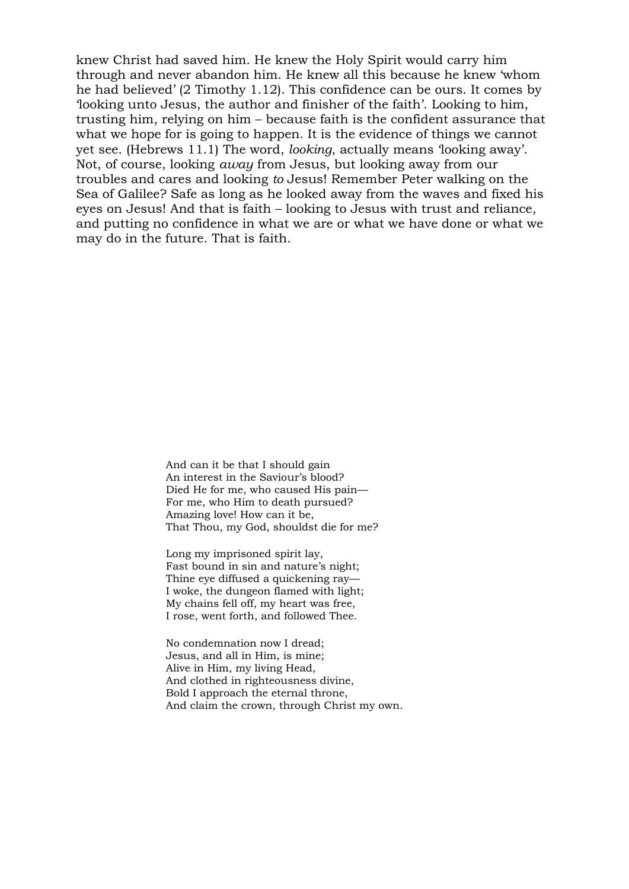knew Christ had saved him. He knew the Holy Spirit would carry him through and never abandon him. He knew all this because he knew 'whom he had believed' (2 Timothy 1.12). This confidence can be ours. It comes by 'looking unto Jesus, the author and finisher of the faith'. Looking to him, trusting him, relying on him – because faith is the confident assurance that what we hope for is going to happen. It is the evidence of things we cannot yet see. (Hebrews 11.1) The word, *looking*, actually means 'looking away'. Not, of course, looking *away* from Jesus, but looking away from our troubles and cares and looking *to* Jesus! Remember Peter walking on the Sea of Galilee? Safe as long as he looked away from the waves and fixed his eyes on Jesus! And that is faith – looking to Jesus with trust and reliance, and putting no confidence in what we are or what we have done or what we may do in the future. That is faith.

And can it be that I should gain  
An interest in the Saviour's blood?  
Died He for me, who caused His pain—  
For me, who Him to death pursued?  
Amazing love! How can it be,  
That Thou, my God, shouldst die for me?

Long my imprisoned spirit lay,  
Fast bound in sin and nature's night;  
Thine eye diffused a quickening ray—  
I woke, the dungeon flamed with light;  
My chains fell off, my heart was free,  
I rose, went forth, and followed Thee.

No condemnation now I dread;  
Jesus, and all in Him, is mine;  
Alive in Him, my living Head,  
And clothed in righteousness divine,  
Bold I approach the eternal throne,  
And claim the crown, through Christ my own.